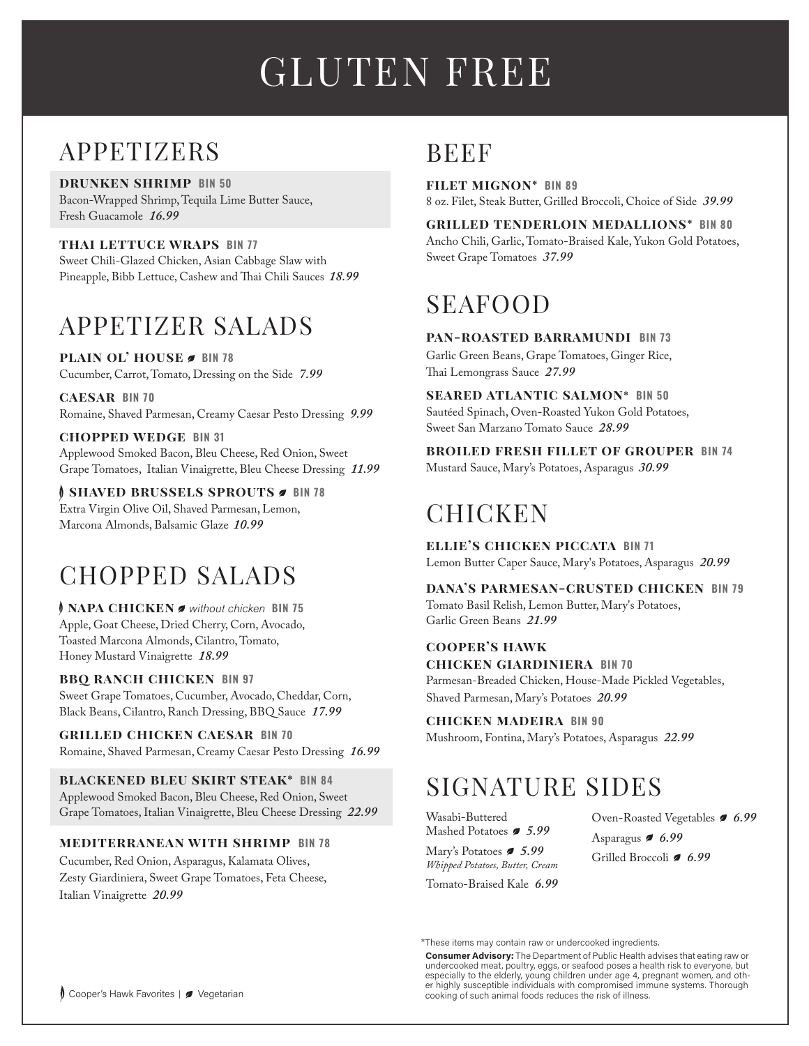# GLUTEN FREE

## APPETIZERS

**DRUNKEN SHRIMP** BIN 50
Bacon-Wrapped Shrimp, Tequila Lime Butter Sauce, Fresh Guacamole *16.99*

**THAI LETTUCE WRAPS** BIN 77
Sweet Chili-Glazed Chicken, Asian Cabbage Slaw with Pineapple, Bibb Lettuce, Cashew and Thai Chili Sauces *18.99*

## APPETIZER SALADS

**PLAIN OL' HOUSE** (Vegetarian) BIN 78
Cucumber, Carrot, Tomato, Dressing on the Side *7.99*

**CAESAR** BIN 70
Romaine, Shaved Parmesan, Creamy Caesar Pesto Dressing *9.99*

**CHOPPED WEDGE** BIN 31
Applewood Smoked Bacon, Bleu Cheese, Red Onion, Sweet Grape Tomatoes, Italian Vinaigrette, Bleu Cheese Dressing *11.99*

(Cooper's Hawk Favorite) **SHAVED BRUSSELS SPROUTS** (Vegetarian) BIN 78
Extra Virgin Olive Oil, Shaved Parmesan, Lemon, Marcona Almonds, Balsamic Glaze *10.99*

## CHOPPED SALADS

(Cooper's Hawk Favorite) **NAPA CHICKEN** (Vegetarian) *without chicken* BIN 75
Apple, Goat Cheese, Dried Cherry, Corn, Avocado, Toasted Marcona Almonds, Cilantro, Tomato, Honey Mustard Vinaigrette *18.99*

**BBQ RANCH CHICKEN** BIN 97
Sweet Grape Tomatoes, Cucumber, Avocado, Cheddar, Corn, Black Beans, Cilantro, Ranch Dressing, BBQ Sauce *17.99*

**GRILLED CHICKEN CAESAR** BIN 70
Romaine, Shaved Parmesan, Creamy Caesar Pesto Dressing *16.99*

**BLACKENED BLEU SKIRT STEAK*** BIN 84
Applewood Smoked Bacon, Bleu Cheese, Red Onion, Sweet Grape Tomatoes, Italian Vinaigrette, Bleu Cheese Dressing *22.99*

**MEDITERRANEAN WITH SHRIMP** BIN 78
Cucumber, Red Onion, Asparagus, Kalamata Olives, Zesty Giardiniera, Sweet Grape Tomatoes, Feta Cheese, Italian Vinaigrette *20.99*

## BEEF

**FILET MIGNON*** BIN 89
8 oz. Filet, Steak Butter, Grilled Broccoli, Choice of Side *39.99*

**GRILLED TENDERLOIN MEDALLIONS*** BIN 80
Ancho Chili, Garlic, Tomato-Braised Kale, Yukon Gold Potatoes, Sweet Grape Tomatoes *37.99*

## SEAFOOD

**PAN-ROASTED BARRAMUNDI** BIN 73
Garlic Green Beans, Grape Tomatoes, Ginger Rice, Thai Lemongrass Sauce *27.99*

**SEARED ATLANTIC SALMON*** BIN 50
Sautéed Spinach, Oven-Roasted Yukon Gold Potatoes, Sweet San Marzano Tomato Sauce *28.99*

**BROILED FRESH FILLET OF GROUPER** BIN 74
Mustard Sauce, Mary's Potatoes, Asparagus *30.99*

## CHICKEN

**ELLIE'S CHICKEN PICCATA** BIN 71
Lemon Butter Caper Sauce, Mary's Potatoes, Asparagus *20.99*

**DANA'S PARMESAN-CRUSTED CHICKEN** BIN 79
Tomato Basil Relish, Lemon Butter, Mary's Potatoes, Garlic Green Beans *21.99*

**COOPER'S HAWK CHICKEN GIARDINIERA** BIN 70
Parmesan-Breaded Chicken, House-Made Pickled Vegetables, Shaved Parmesan, Mary's Potatoes *20.99*

**CHICKEN MADEIRA** BIN 90
Mushroom, Fontina, Mary's Potatoes, Asparagus *22.99*

## SIGNATURE SIDES

- Wasabi-Buttered Mashed Potatoes (Vegetarian) *5.99*
- Mary's Potatoes (Vegetarian) *5.99*
  *Whipped Potatoes, Butter, Cream*
- Tomato-Braised Kale *6.99*
- Oven-Roasted Vegetables (Vegetarian) *6.99*
- Asparagus (Vegetarian) *6.99*
- Grilled Broccoli (Vegetarian) *6.99*

*These items may contain raw or undercooked ingredients.

**Consumer Advisory:** The Department of Public Health advises that eating raw or undercooked meat, poultry, eggs, or seafood poses a health risk to everyone, but especially to the elderly, young children under age 4, pregnant women, and other highly susceptible individuals with compromised immune systems. Thorough cooking of such animal foods reduces the risk of illness.

Cooper's Hawk Favorites | Vegetarian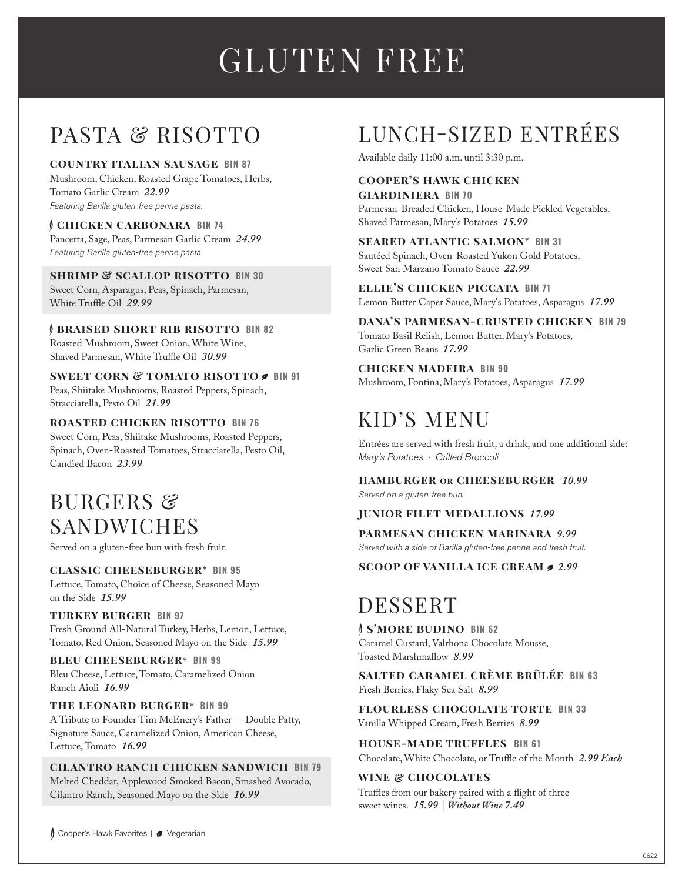# GLUTEN FREE

## PASTA & RISOTTO

**COUNTRY ITALIAN SAUSAGE** BIN 87
Mushroom, Chicken, Roasted Grape Tomatoes, Herbs, Tomato Garlic Cream ***22.99***
*Featuring Barilla gluten-free penne pasta.*

**CHICKEN CARBONARA** BIN 74
Pancetta, Sage, Peas, Parmesan Garlic Cream ***24.99***
*Featuring Barilla gluten-free penne pasta.*

**SHRIMP & SCALLOP RISOTTO** BIN 30
Sweet Corn, Asparagus, Peas, Spinach, Parmesan, White Truffle Oil ***29.99***

**BRAISED SHORT RIB RISOTTO** BIN 82
Roasted Mushroom, Sweet Onion, White Wine, Shaved Parmesan, White Truffle Oil ***30.99***

**SWEET CORN & TOMATO RISOTTO** BIN 91
Peas, Shiitake Mushrooms, Roasted Peppers, Spinach, Stracciatella, Pesto Oil ***21.99***

**ROASTED CHICKEN RISOTTO** BIN 76
Sweet Corn, Peas, Shiitake Mushrooms, Roasted Peppers, Spinach, Oven-Roasted Tomatoes, Stracciatella, Pesto Oil, Candied Bacon ***23.99***

## BURGERS & SANDWICHES

Served on a gluten-free bun with fresh fruit.

**CLASSIC CHEESEBURGER*** BIN 95
Lettuce, Tomato, Choice of Cheese, Seasoned Mayo on the Side ***15.99***

**TURKEY BURGER** BIN 97
Fresh Ground All-Natural Turkey, Herbs, Lemon, Lettuce, Tomato, Red Onion, Seasoned Mayo on the Side ***15.99***

**BLEU CHEESEBURGER*** BIN 99
Bleu Cheese, Lettuce, Tomato, Caramelized Onion Ranch Aioli ***16.99***

**THE LEONARD BURGER*** BIN 99
A Tribute to Founder Tim McEnery's Father— Double Patty, Signature Sauce, Caramelized Onion, American Cheese, Lettuce, Tomato ***16.99***

**CILANTRO RANCH CHICKEN SANDWICH** BIN 79
Melted Cheddar, Applewood Smoked Bacon, Smashed Avocado, Cilantro Ranch, Seasoned Mayo on the Side ***16.99***

## LUNCH-SIZED ENTRÉES

Available daily 11:00 a.m. until 3:30 p.m.

**COOPER'S HAWK CHICKEN GIARDINIERA** BIN 70
Parmesan-Breaded Chicken, House-Made Pickled Vegetables, Shaved Parmesan, Mary's Potatoes ***15.99***

**SEARED ATLANTIC SALMON*** BIN 31
Sautéed Spinach, Oven-Roasted Yukon Gold Potatoes, Sweet San Marzano Tomato Sauce ***22.99***

**ELLIE'S CHICKEN PICCATA** BIN 71
Lemon Butter Caper Sauce, Mary's Potatoes, Asparagus ***17.99***

**DANA'S PARMESAN-CRUSTED CHICKEN** BIN 79
Tomato Basil Relish, Lemon Butter, Mary's Potatoes, Garlic Green Beans ***17.99***

**CHICKEN MADEIRA** BIN 90
Mushroom, Fontina, Mary's Potatoes, Asparagus ***17.99***

## KID'S MENU

Entrées are served with fresh fruit, a drink, and one additional side:
*Mary's Potatoes · Grilled Broccoli*

**HAMBURGER OR CHEESEBURGER** ***10.99***
*Served on a gluten-free bun.*

**JUNIOR FILET MEDALLIONS** ***17.99***

**PARMESAN CHICKEN MARINARA** ***9.99***
*Served with a side of Barilla gluten-free penne and fresh fruit.*

**SCOOP OF VANILLA ICE CREAM** ***2.99***

## DESSERT

**S'MORE BUDINO** BIN 62
Caramel Custard, Valrhona Chocolate Mousse, Toasted Marshmallow ***8.99***

**SALTED CARAMEL CRÈME BRÛLÉE** BIN 63
Fresh Berries, Flaky Sea Salt ***8.99***

**FLOURLESS CHOCOLATE TORTE** BIN 33
Vanilla Whipped Cream, Fresh Berries ***8.99***

**HOUSE-MADE TRUFFLES** BIN 61
Chocolate, White Chocolate, or Truffle of the Month ***2.99 Each***

**WINE & CHOCOLATES**
Truffles from our bakery paired with a flight of three sweet wines. ***15.99 | Without Wine 7.49***

Cooper's Hawk Favorites | Vegetarian

0622